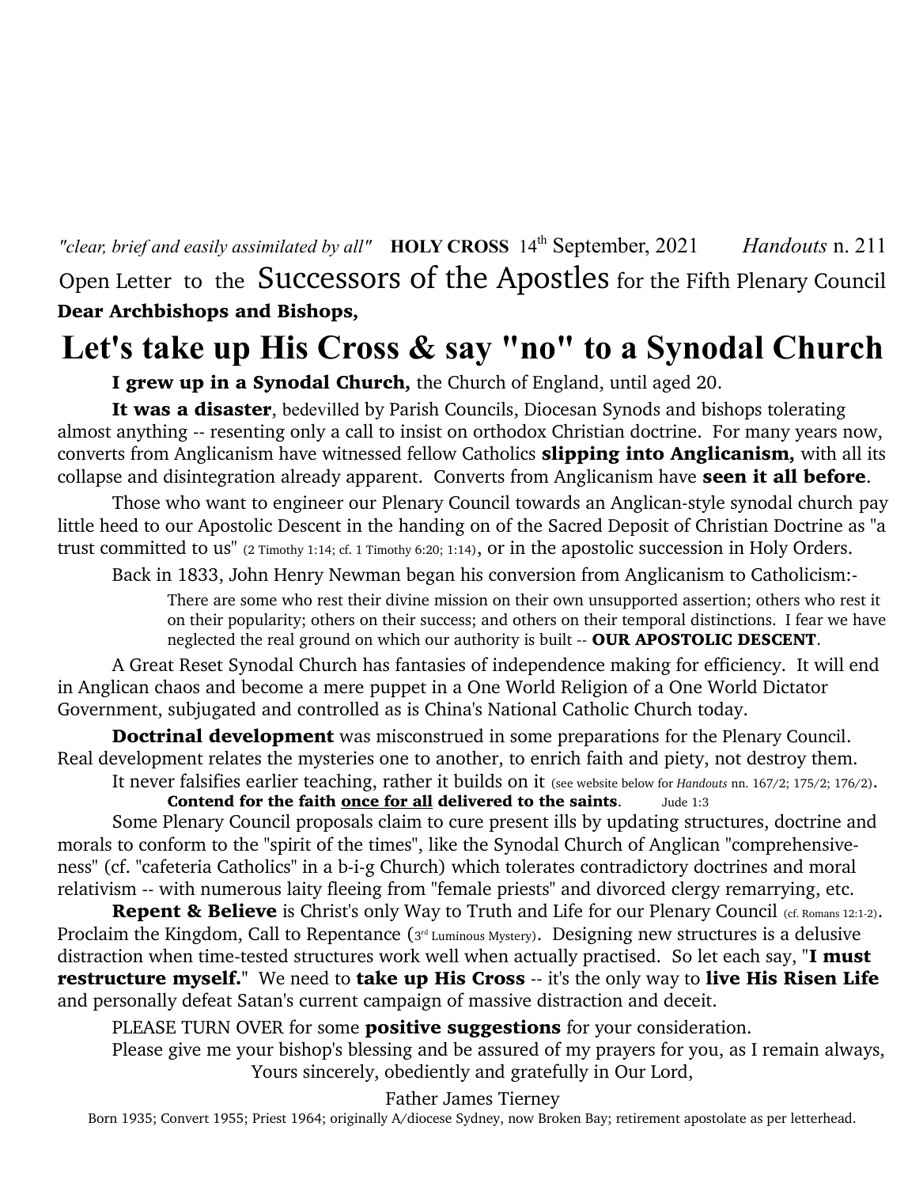*"clear, brief and easily assimilated by all"* **HOLY CROSS** 14th September, 2021 *Handouts* n. 211

Open Letter to the Successors of the Apostles for the Fifth Plenary Council

**Dear Archbishops and Bishops,**

# Let's take up His Cross & say "no" to a Synodal Church

**I grew up in a Synodal Church,** the Church of England, until aged 20.

**It was a disaster**, bedevilled by Parish Councils, Diocesan Synods and bishops tolerating almost anything -- resenting only a call to insist on orthodox Christian doctrine. For many years now, converts from Anglicanism have witnessed fellow Catholics **slipping into Anglicanism,** with all its collapse and disintegration already apparent. Converts from Anglicanism have **seen it all before**.

Those who want to engineer our Plenary Council towards an Anglican-style synodal church pay little heed to our Apostolic Descent in the handing on of the Sacred Deposit of Christian Doctrine as "a trust committed to us" (2 Timothy 1:14; cf. 1 Timothy 6:20; 1:14), or in the apostolic succession in Holy Orders.

Back in 1833, John Henry Newman began his conversion from Anglicanism to Catholicism:-

> There are some who rest their divine mission on their own unsupported assertion; others who rest it on their popularity; others on their success; and others on their temporal distinctions. I fear we have neglected the real ground on which our authority is built -- **OUR APOSTOLIC DESCENT**.

A Great Reset Synodal Church has fantasies of independence making for efficiency. It will end in Anglican chaos and become a mere puppet in a One World Religion of a One World Dictator Government, subjugated and controlled as is China's National Catholic Church today.

**Doctrinal development** was misconstrued in some preparations for the Plenary Council. Real development relates the mysteries one to another, to enrich faith and piety, not destroy them. It never falsifies earlier teaching, rather it builds on it (see website below for *Handouts* nn. 167/2; 175/2; 176/2).

**Contend for the faith <u>once for all</u> delivered to the saints**. Jude 1:3

Some Plenary Council proposals claim to cure present ills by updating structures, doctrine and morals to conform to the "spirit of the times", like the Synodal Church of Anglican "comprehensive-ness" (cf. "cafeteria Catholics" in a b-i-g Church) which tolerates contradictory doctrines and moral relativism -- with numerous laity fleeing from "female priests" and divorced clergy remarrying, etc.

**Repent & Believe** is Christ's only Way to Truth and Life for our Plenary Council (cf. Romans 12:1-2). Proclaim the Kingdom, Call to Repentance (3rd Luminous Mystery). Designing new structures is a delusive distraction when time-tested structures work well when actually practised. So let each say, "**I must restructure myself.**" We need to **take up His Cross** -- it's the only way to **live His Risen Life** and personally defeat Satan's current campaign of massive distraction and deceit.

PLEASE TURN OVER for some **positive suggestions** for your consideration.

Please give me your bishop's blessing and be assured of my prayers for you, as I remain always,

Yours sincerely, obediently and gratefully in Our Lord,

Father James Tierney

Born 1935; Convert 1955; Priest 1964; originally A/diocese Sydney, now Broken Bay; retirement apostolate as per letterhead.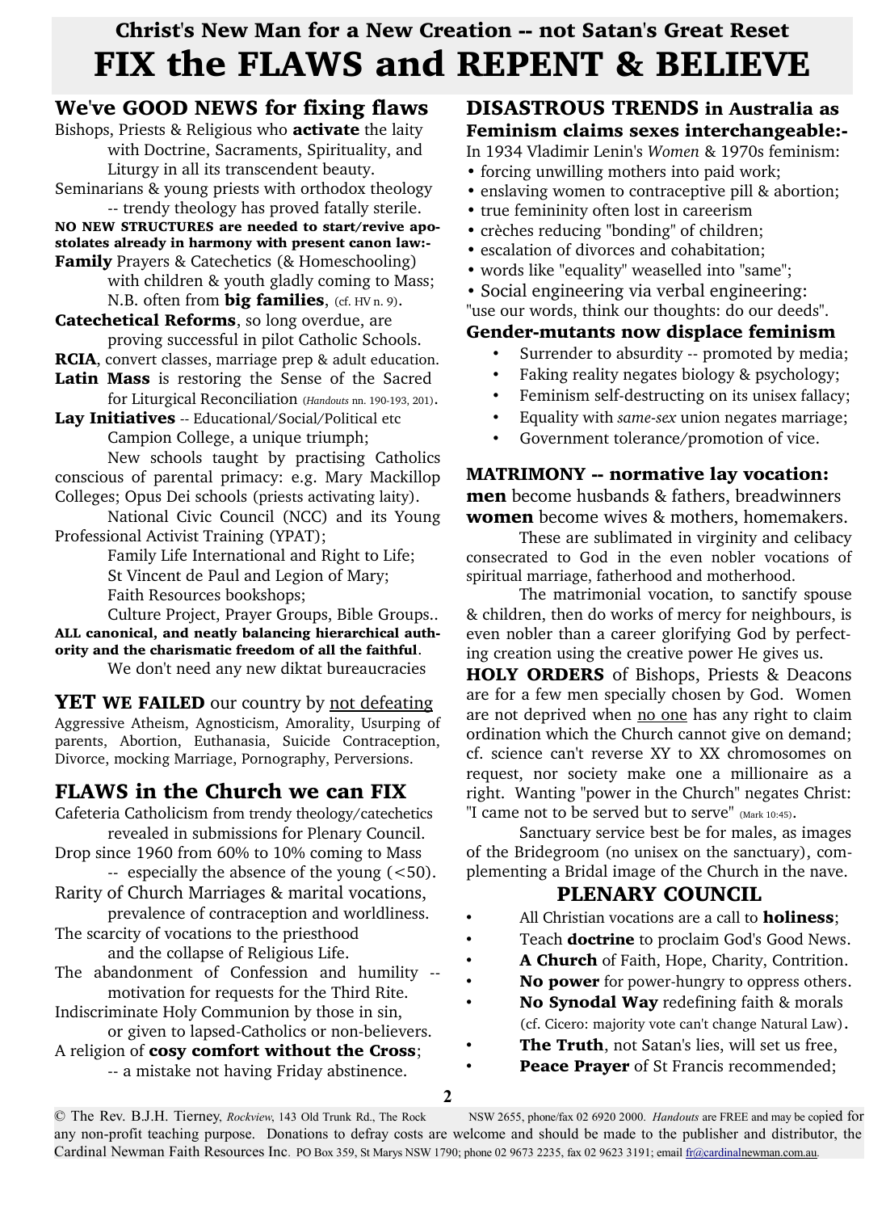## Christ's New Man for a New Creation -- not Satan's Great Reset

# FIX the FLAWS and REPENT & BELIEVE

## We've GOOD NEWS for fixing flaws

Bishops, Priests & Religious who **activate** the laity with Doctrine, Sacraments, Spirituality, and Liturgy in all its transcendent beauty.

Seminarians & young priests with orthodox theology -- trendy theology has proved fatally sterile.

**NO NEW STRUCTURES are needed to start/revive apostolates already in harmony with present canon law:-**

**Family** Prayers & Catechetics (& Homeschooling) with children & youth gladly coming to Mass; N.B. often from **big families**, (cf. HV n. 9).

**Catechetical Reforms**, so long overdue, are proving successful in pilot Catholic Schools.

**RCIA**, convert classes, marriage prep & adult education.

**Latin Mass** is restoring the Sense of the Sacred for Liturgical Reconciliation (*Handouts* nn. 190-193, 201).

**Lay Initiatives** -- Educational/Social/Political etc

Campion College, a unique triumph;

New schools taught by practising Catholics conscious of parental primacy: e.g. Mary Mackillop Colleges; Opus Dei schools (priests activating laity).

National Civic Council (NCC) and its Young Professional Activist Training (YPAT);

Family Life International and Right to Life;

St Vincent de Paul and Legion of Mary;

Faith Resources bookshops;

Culture Project, Prayer Groups, Bible Groups..

**ALL canonical, and neatly balancing hierarchical authority and the charismatic freedom of all the faithful**.

We don't need any new diktat bureaucracies

**YET WE FAILED** our country by not defeating Aggressive Atheism, Agnosticism, Amorality, Usurping of parents, Abortion, Euthanasia, Suicide Contraception, Divorce, mocking Marriage, Pornography, Perversions.

## FLAWS in the Church we can FIX

Cafeteria Catholicism from trendy theology/catechetics revealed in submissions for Plenary Council.

Drop since 1960 from 60% to 10% coming to Mass -- especially the absence of the young (<50).

Rarity of Church Marriages & marital vocations, prevalence of contraception and worldliness.

The scarcity of vocations to the priesthood and the collapse of Religious Life.

The abandonment of Confession and humility -- motivation for requests for the Third Rite.

Indiscriminate Holy Communion by those in sin, or given to lapsed-Catholics or non-believers.

A religion of **cosy comfort without the Cross**; -- a mistake not having Friday abstinence.

## DISASTROUS TRENDS in Australia as Feminism claims sexes interchangeable:-

In 1934 Vladimir Lenin's *Women* & 1970s feminism:

- forcing unwilling mothers into paid work;
- enslaving women to contraceptive pill & abortion;
- true femininity often lost in careerism
- crèches reducing "bonding" of children;
- escalation of divorces and cohabitation;
- words like "equality" weaselled into "same";
- Social engineering via verbal engineering:

"use our words, think our thoughts: do our deeds".

## Gender-mutants now displace feminism

- Surrender to absurdity -- promoted by media;
- Faking reality negates biology & psychology;
- Feminism self-destructing on its unisex fallacy;
- Equality with *same-sex* union negates marriage;
- Government tolerance/promotion of vice.

## MATRIMONY -- normative lay vocation:

**men** become husbands & fathers, breadwinners

**women** become wives & mothers, homemakers.

These are sublimated in virginity and celibacy consecrated to God in the even nobler vocations of spiritual marriage, fatherhood and motherhood.

The matrimonial vocation, to sanctify spouse & children, then do works of mercy for neighbours, is even nobler than a career glorifying God by perfecting creation using the creative power He gives us.

**HOLY ORDERS** of Bishops, Priests & Deacons are for a few men specially chosen by God. Women are not deprived when no one has any right to claim ordination which the Church cannot give on demand; cf. science can't reverse XY to XX chromosomes on request, nor society make one a millionaire as a right. Wanting "power in the Church" negates Christ: "I came not to be served but to serve" (Mark 10:45).

Sanctuary service best be for males, as images of the Bridegroom (no unisex on the sanctuary), complementing a Bridal image of the Church in the nave.

## PLENARY COUNCIL

- All Christian vocations are a call to **holiness**;
- Teach **doctrine** to proclaim God's Good News.
- **A Church** of Faith, Hope, Charity, Contrition.
- **No power** for power-hungry to oppress others.
- **No Synodal Way** redefining faith & morals (cf. Cicero: majority vote can't change Natural Law).
- **The Truth**, not Satan's lies, will set us free,
- **Peace Prayer** of St Francis recommended;

© The Rev. B.J.H. Tierney, *Rockview*, 143 Old Trunk Rd., The Rock NSW 2655, phone/fax 02 6920 2000. *Handouts* are FREE and may be copied for any non-profit teaching purpose. Donations to defray costs are welcome and should be made to the publisher and distributor, the Cardinal Newman Faith Resources Inc. PO Box 359, St Marys NSW 1790; phone 02 9673 2235, fax 02 9623 3191; email fr@cardinalnewman.com.au.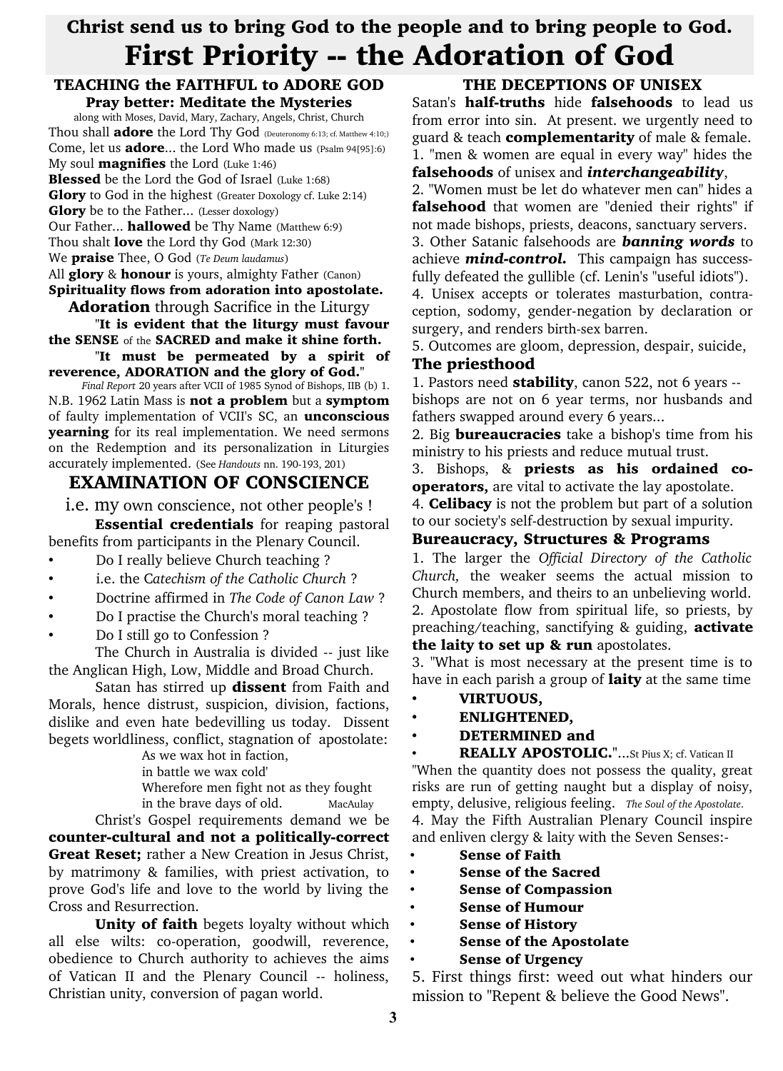# Christ send us to bring God to the people and to bring people to God.

# First Priority -- the Adoration of God

## TEACHING the FAITHFUL to ADORE GOD

### Pray better: Meditate the Mysteries

along with Moses, David, Mary, Zachary, Angels, Christ, Church

Thou shall **adore** the Lord Thy God (Deuteronomy 6:13; cf. Matthew 4:10;)
Come, let us **adore**... the Lord Who made us (Psalm 94[95]:6)
My soul **magnifies** the Lord (Luke 1:46)
**Blessed** be the Lord the God of Israel (Luke 1:68)
**Glory** to God in the highest (Greater Doxology cf. Luke 2:14)
**Glory** be to the Father... (Lesser doxology)
Our Father... **hallowed** be Thy Name (Matthew 6:9)
Thou shalt **love** the Lord thy God (Mark 12:30)
We **praise** Thee, O God (*Te Deum laudamus*)
All **glory** & **honour** is yours, almighty Father (Canon)

**Spirituality flows from adoration into apostolate.**

**Adoration** through Sacrifice in the Liturgy

"**It is evident that the liturgy must favour the SENSE** of the **SACRED and make it shine forth.**

"**It must be permeated by a spirit of reverence, ADORATION and the glory of God.**"

*Final Report* 20 years after VCII of 1985 Synod of Bishops, IIB (b) 1.

N.B. 1962 Latin Mass is **not a problem** but a **symptom** of faulty implementation of VCII's SC, an **unconscious yearning** for its real implementation. We need sermons on the Redemption and its personalization in Liturgies accurately implemented. (See *Handouts* nn. 190-193, 201)

## EXAMINATION OF CONSCIENCE

i.e. my own conscience, not other people's !

**Essential credentials** for reaping pastoral benefits from participants in the Plenary Council.

- Do I really believe Church teaching ?
- i.e. the C*atechism of the Catholic Church* ?
- Doctrine affirmed in *The Code of Canon Law* ?
- Do I practise the Church's moral teaching ?
- Do I still go to Confession ?

The Church in Australia is divided -- just like the Anglican High, Low, Middle and Broad Church.

Satan has stirred up **dissent** from Faith and Morals, hence distrust, suspicion, division, factions, dislike and even hate bedevilling us today. Dissent begets worldliness, conflict, stagnation of apostolate:

> As we wax hot in faction,
> in battle we wax cold'
> Wherefore men fight not as they fought
> in the brave days of old. MacAulay

Christ's Gospel requirements demand we be **counter-cultural and not a politically-correct Great Reset;** rather a New Creation in Jesus Christ, by matrimony & families, with priest activation, to prove God's life and love to the world by living the Cross and Resurrection.

**Unity of faith** begets loyalty without which all else wilts: co-operation, goodwill, reverence, obedience to Church authority to achieves the aims of Vatican II and the Plenary Council -- holiness, Christian unity, conversion of pagan world.

## THE DECEPTIONS OF UNISEX

Satan's **half-truths** hide **falsehoods** to lead us from error into sin. At present. we urgently need to guard & teach **complementarity** of male & female.

1. "men & women are equal in every way" hides the **falsehoods** of unisex and ***interchangeability***,
2. "Women must be let do whatever men can" hides a **falsehood** that women are "denied their rights" if not made bishops, priests, deacons, sanctuary servers.
3. Other Satanic falsehoods are ***banning words*** to achieve ***mind-control.*** This campaign has successfully defeated the gullible (cf. Lenin's "useful idiots").
4. Unisex accepts or tolerates masturbation, contraception, sodomy, gender-negation by declaration or surgery, and renders birth-sex barren.
5. Outcomes are gloom, depression, despair, suicide,

### The priesthood

1. Pastors need **stability**, canon 522, not 6 years -- bishops are not on 6 year terms, nor husbands and fathers swapped around every 6 years...
2. Big **bureaucracies** take a bishop's time from his ministry to his priests and reduce mutual trust.
3. Bishops, & **priests as his ordained co-operators,** are vital to activate the lay apostolate.
4. **Celibacy** is not the problem but part of a solution to our society's self-destruction by sexual impurity.

### Bureaucracy, Structures & Programs

1. The larger the *Official Directory of the Catholic Church,* the weaker seems the actual mission to Church members, and theirs to an unbelieving world.
2. Apostolate flow from spiritual life, so priests, by preaching/teaching, sanctifying & guiding, **activate the laity to set up & run** apostolates.
3. "What is most necessary at the present time is to have in each parish a group of **laity** at the same time
   - **VIRTUOUS,**
   - **ENLIGHTENED,**
   - **DETERMINED and**
   - **REALLY APOSTOLIC.**"...St Pius X; cf. Vatican II

"When the quantity does not possess the quality, great risks are run of getting naught but a display of noisy, empty, delusive, religious feeling. *The Soul of the Apostolate*.

4. May the Fifth Australian Plenary Council inspire and enliven clergy & laity with the Seven Senses:-
   - **Sense of Faith**
   - **Sense of the Sacred**
   - **Sense of Compassion**
   - **Sense of Humour**
   - **Sense of History**
   - **Sense of the Apostolate**
   - **Sense of Urgency**
5. First things first: weed out what hinders our mission to "Repent & believe the Good News".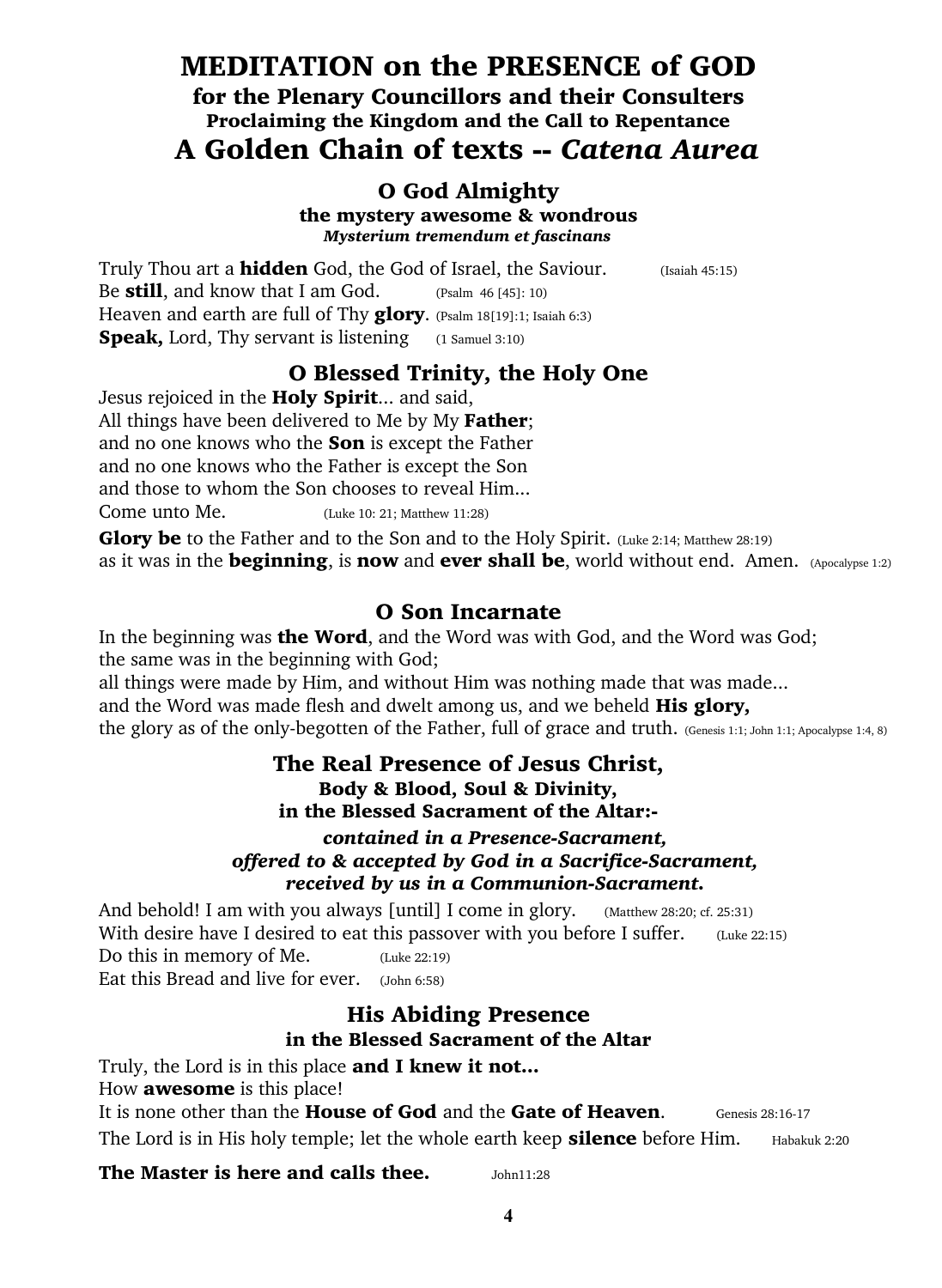# MEDITATION on the PRESENCE of GOD

## for the Plenary Councillors and their Consulters

### Proclaiming the Kingdom and the Call to Repentance

## A Golden Chain of texts -- *Catena Aurea*

### O God Almighty

**the mystery awesome & wondrous**

***Mysterium tremendum et fascinans***

Truly Thou art a **hidden** God, the God of Israel, the Saviour. (Isaiah 45:15)
Be **still**, and know that I am God. (Psalm 46 [45]: 10)
Heaven and earth are full of Thy **glory**. (Psalm 18[19]:1; Isaiah 6:3)
**Speak,** Lord, Thy servant is listening (1 Samuel 3:10)

### O Blessed Trinity, the Holy One

Jesus rejoiced in the **Holy Spirit**... and said,
All things have been delivered to Me by My **Father**;
and no one knows who the **Son** is except the Father
and no one knows who the Father is except the Son
and those to whom the Son chooses to reveal Him...
Come unto Me. (Luke 10: 21; Matthew 11:28)

**Glory be** to the Father and to the Son and to the Holy Spirit. (Luke 2:14; Matthew 28:19)
as it was in the **beginning**, is **now** and **ever shall be**, world without end. Amen. (Apocalypse 1:2)

### O Son Incarnate

In the beginning was **the Word**, and the Word was with God, and the Word was God;
the same was in the beginning with God;
all things were made by Him, and without Him was nothing made that was made...
and the Word was made flesh and dwelt among us, and we beheld **His glory,**
the glory as of the only-begotten of the Father, full of grace and truth. (Genesis 1:1; John 1:1; Apocalypse 1:4, 8)

### The Real Presence of Jesus Christ,

**Body & Blood, Soul & Divinity,**
**in the Blessed Sacrament of the Altar:-**

***contained in a Presence-Sacrament,***
***offered to & accepted by God in a Sacrifice-Sacrament,***
***received by us in a Communion-Sacrament.***

And behold! I am with you always [until] I come in glory. (Matthew 28:20; cf. 25:31)
With desire have I desired to eat this passover with you before I suffer. (Luke 22:15)
Do this in memory of Me. (Luke 22:19)
Eat this Bread and live for ever. (John 6:58)

### His Abiding Presence

**in the Blessed Sacrament of the Altar**

Truly, the Lord is in this place **and I knew it not...**
How **awesome** is this place!
It is none other than the **House of God** and the **Gate of Heaven**. Genesis 28:16-17
The Lord is in His holy temple; let the whole earth keep **silence** before Him. Habakuk 2:20

**The Master is here and calls thee.** John11:28